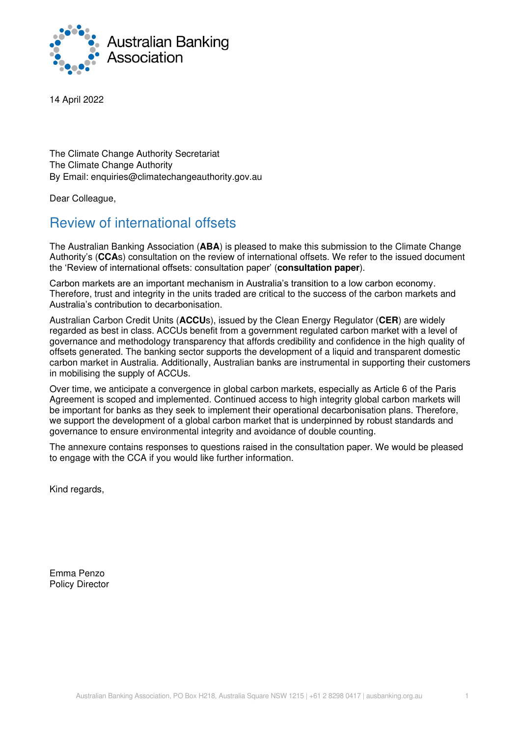Australian Banking Association

14 April 2022

The Climate Change Authority Secretariat
The Climate Change Authority
By Email: enquiries@climatechangeauthority.gov.au

Dear Colleague,

# Review of international offsets

The Australian Banking Association (**ABA**) is pleased to make this submission to the Climate Change Authority's (**CCA**s) consultation on the review of international offsets. We refer to the issued document the 'Review of international offsets: consultation paper' (**consultation paper**).

Carbon markets are an important mechanism in Australia's transition to a low carbon economy. Therefore, trust and integrity in the units traded are critical to the success of the carbon markets and Australia's contribution to decarbonisation.

Australian Carbon Credit Units (**ACCU**s), issued by the Clean Energy Regulator (**CER**) are widely regarded as best in class. ACCUs benefit from a government regulated carbon market with a level of governance and methodology transparency that affords credibility and confidence in the high quality of offsets generated. The banking sector supports the development of a liquid and transparent domestic carbon market in Australia. Additionally, Australian banks are instrumental in supporting their customers in mobilising the supply of ACCUs.

Over time, we anticipate a convergence in global carbon markets, especially as Article 6 of the Paris Agreement is scoped and implemented. Continued access to high integrity global carbon markets will be important for banks as they seek to implement their operational decarbonisation plans. Therefore, we support the development of a global carbon market that is underpinned by robust standards and governance to ensure environmental integrity and avoidance of double counting.

The annexure contains responses to questions raised in the consultation paper. We would be pleased to engage with the CCA if you would like further information.

Kind regards,

Emma Penzo
Policy Director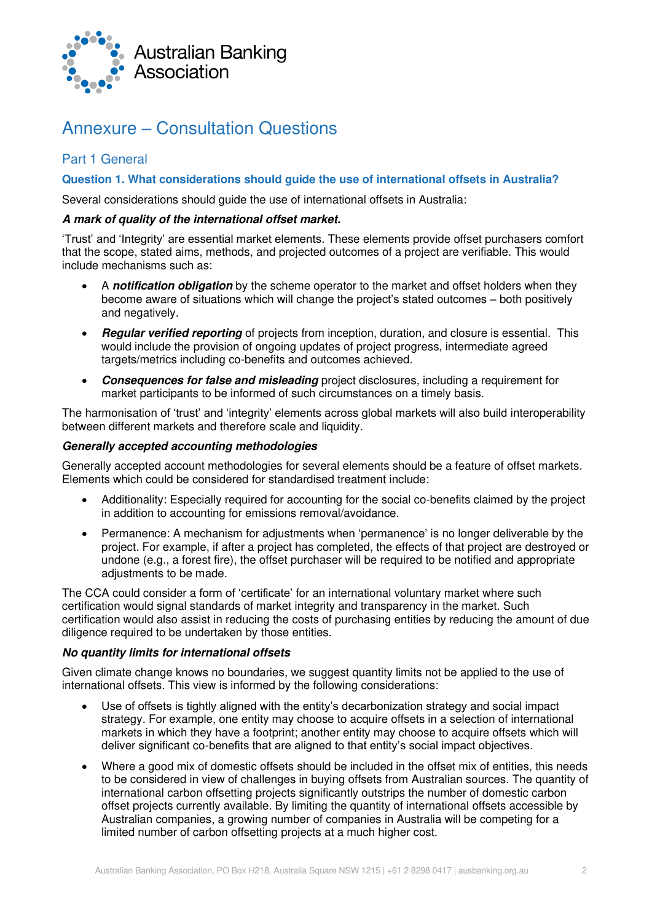# Annexure – Consultation Questions

## Part 1 General

### Question 1. What considerations should guide the use of international offsets in Australia?

Several considerations should guide the use of international offsets in Australia:

***A mark of quality of the international offset market.***

'Trust' and 'Integrity' are essential market elements. These elements provide offset purchasers comfort that the scope, stated aims, methods, and projected outcomes of a project are verifiable. This would include mechanisms such as:

- A ***notification obligation*** by the scheme operator to the market and offset holders when they become aware of situations which will change the project's stated outcomes – both positively and negatively.
- ***Regular verified reporting*** of projects from inception, duration, and closure is essential. This would include the provision of ongoing updates of project progress, intermediate agreed targets/metrics including co-benefits and outcomes achieved.
- ***Consequences for false and misleading*** project disclosures, including a requirement for market participants to be informed of such circumstances on a timely basis.

The harmonisation of 'trust' and 'integrity' elements across global markets will also build interoperability between different markets and therefore scale and liquidity.

***Generally accepted accounting methodologies***

Generally accepted account methodologies for several elements should be a feature of offset markets. Elements which could be considered for standardised treatment include:

- Additionality: Especially required for accounting for the social co-benefits claimed by the project in addition to accounting for emissions removal/avoidance.
- Permanence: A mechanism for adjustments when 'permanence' is no longer deliverable by the project. For example, if after a project has completed, the effects of that project are destroyed or undone (e.g., a forest fire), the offset purchaser will be required to be notified and appropriate adjustments to be made.

The CCA could consider a form of 'certificate' for an international voluntary market where such certification would signal standards of market integrity and transparency in the market. Such certification would also assist in reducing the costs of purchasing entities by reducing the amount of due diligence required to be undertaken by those entities.

***No quantity limits for international offsets***

Given climate change knows no boundaries, we suggest quantity limits not be applied to the use of international offsets. This view is informed by the following considerations:

- Use of offsets is tightly aligned with the entity's decarbonization strategy and social impact strategy. For example, one entity may choose to acquire offsets in a selection of international markets in which they have a footprint; another entity may choose to acquire offsets which will deliver significant co-benefits that are aligned to that entity's social impact objectives.
- Where a good mix of domestic offsets should be included in the offset mix of entities, this needs to be considered in view of challenges in buying offsets from Australian sources. The quantity of international carbon offsetting projects significantly outstrips the number of domestic carbon offset projects currently available. By limiting the quantity of international offsets accessible by Australian companies, a growing number of companies in Australia will be competing for a limited number of carbon offsetting projects at a much higher cost.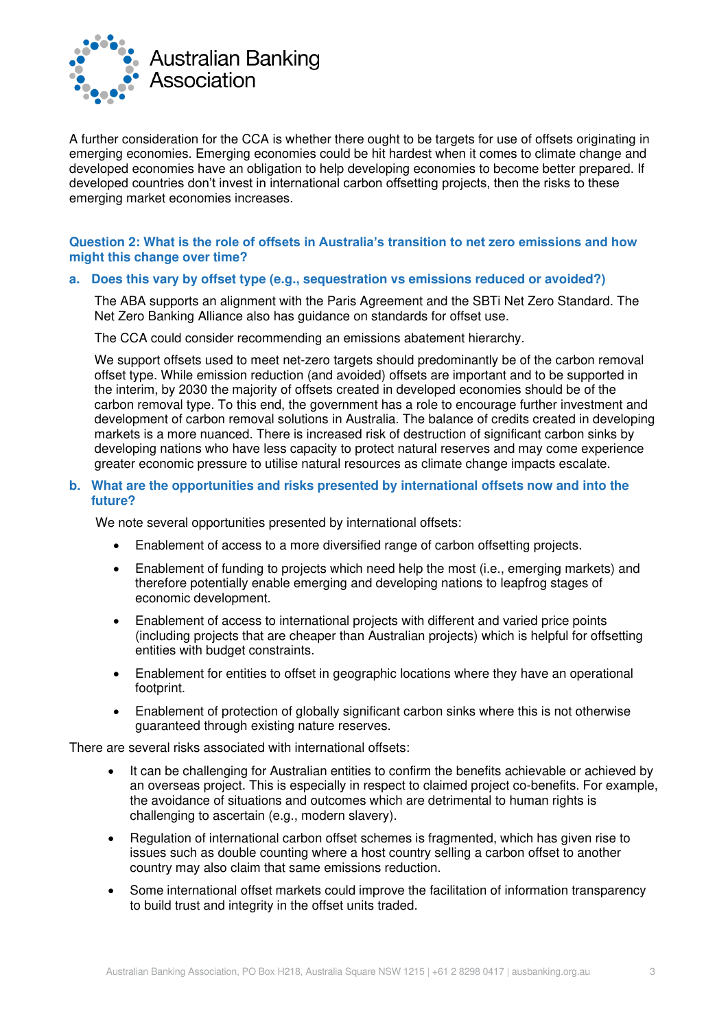A further consideration for the CCA is whether there ought to be targets for use of offsets originating in emerging economies. Emerging economies could be hit hardest when it comes to climate change and developed economies have an obligation to help developing economies to become better prepared. If developed countries don't invest in international carbon offsetting projects, then the risks to these emerging market economies increases.

### Question 2: What is the role of offsets in Australia's transition to net zero emissions and how might this change over time?

#### a. Does this vary by offset type (e.g., sequestration vs emissions reduced or avoided?)

The ABA supports an alignment with the Paris Agreement and the SBTi Net Zero Standard. The Net Zero Banking Alliance also has guidance on standards for offset use.

The CCA could consider recommending an emissions abatement hierarchy.

We support offsets used to meet net-zero targets should predominantly be of the carbon removal offset type. While emission reduction (and avoided) offsets are important and to be supported in the interim, by 2030 the majority of offsets created in developed economies should be of the carbon removal type. To this end, the government has a role to encourage further investment and development of carbon removal solutions in Australia. The balance of credits created in developing markets is a more nuanced. There is increased risk of destruction of significant carbon sinks by developing nations who have less capacity to protect natural reserves and may come experience greater economic pressure to utilise natural resources as climate change impacts escalate.

#### b. What are the opportunities and risks presented by international offsets now and into the future?

We note several opportunities presented by international offsets:

- Enablement of access to a more diversified range of carbon offsetting projects.
- Enablement of funding to projects which need help the most (i.e., emerging markets) and therefore potentially enable emerging and developing nations to leapfrog stages of economic development.
- Enablement of access to international projects with different and varied price points (including projects that are cheaper than Australian projects) which is helpful for offsetting entities with budget constraints.
- Enablement for entities to offset in geographic locations where they have an operational footprint.
- Enablement of protection of globally significant carbon sinks where this is not otherwise guaranteed through existing nature reserves.

There are several risks associated with international offsets:

- It can be challenging for Australian entities to confirm the benefits achievable or achieved by an overseas project. This is especially in respect to claimed project co-benefits. For example, the avoidance of situations and outcomes which are detrimental to human rights is challenging to ascertain (e.g., modern slavery).
- Regulation of international carbon offset schemes is fragmented, which has given rise to issues such as double counting where a host country selling a carbon offset to another country may also claim that same emissions reduction.
- Some international offset markets could improve the facilitation of information transparency to build trust and integrity in the offset units traded.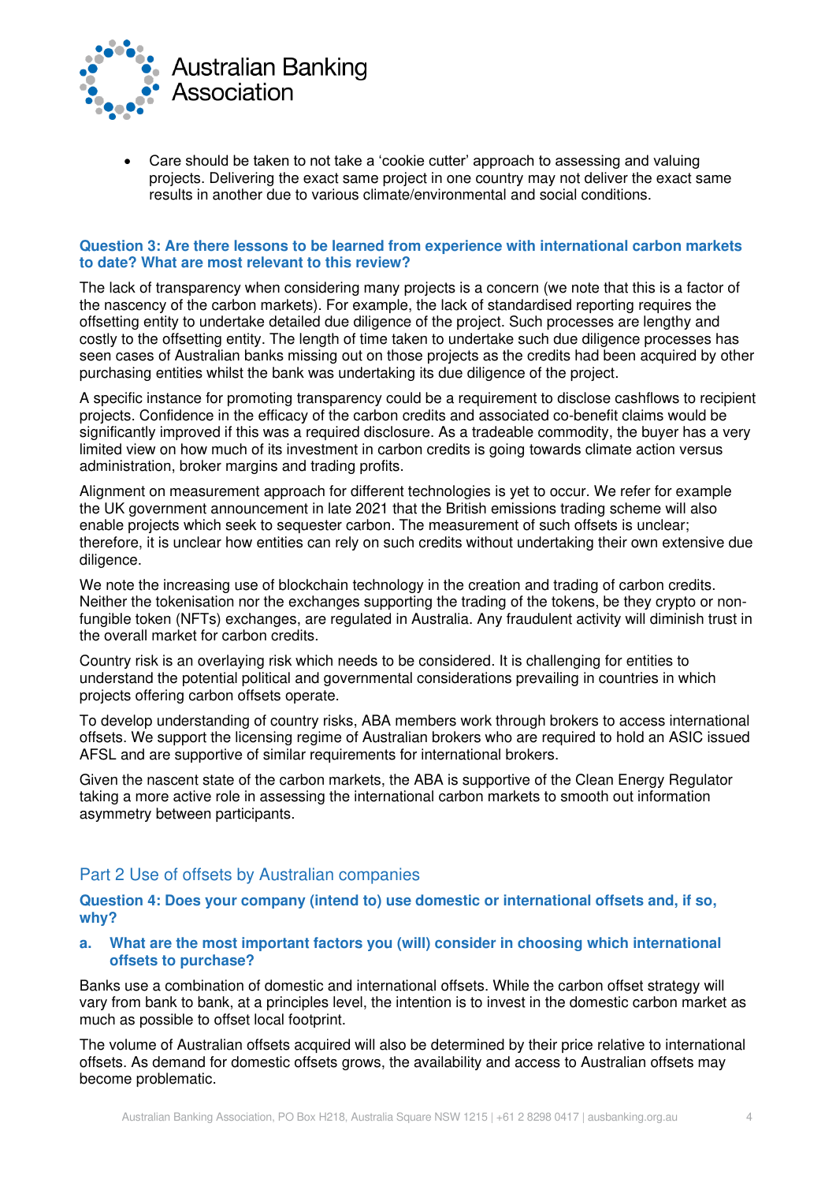- Care should be taken to not take a 'cookie cutter' approach to assessing and valuing projects. Delivering the exact same project in one country may not deliver the exact same results in another due to various climate/environmental and social conditions.

### Question 3: Are there lessons to be learned from experience with international carbon markets to date? What are most relevant to this review?

The lack of transparency when considering many projects is a concern (we note that this is a factor of the nascency of the carbon markets). For example, the lack of standardised reporting requires the offsetting entity to undertake detailed due diligence of the project. Such processes are lengthy and costly to the offsetting entity. The length of time taken to undertake such due diligence processes has seen cases of Australian banks missing out on those projects as the credits had been acquired by other purchasing entities whilst the bank was undertaking its due diligence of the project.

A specific instance for promoting transparency could be a requirement to disclose cashflows to recipient projects. Confidence in the efficacy of the carbon credits and associated co-benefit claims would be significantly improved if this was a required disclosure. As a tradeable commodity, the buyer has a very limited view on how much of its investment in carbon credits is going towards climate action versus administration, broker margins and trading profits.

Alignment on measurement approach for different technologies is yet to occur. We refer for example the UK government announcement in late 2021 that the British emissions trading scheme will also enable projects which seek to sequester carbon. The measurement of such offsets is unclear; therefore, it is unclear how entities can rely on such credits without undertaking their own extensive due diligence.

We note the increasing use of blockchain technology in the creation and trading of carbon credits. Neither the tokenisation nor the exchanges supporting the trading of the tokens, be they crypto or non-fungible token (NFTs) exchanges, are regulated in Australia. Any fraudulent activity will diminish trust in the overall market for carbon credits.

Country risk is an overlaying risk which needs to be considered. It is challenging for entities to understand the potential political and governmental considerations prevailing in countries in which projects offering carbon offsets operate.

To develop understanding of country risks, ABA members work through brokers to access international offsets. We support the licensing regime of Australian brokers who are required to hold an ASIC issued AFSL and are supportive of similar requirements for international brokers.

Given the nascent state of the carbon markets, the ABA is supportive of the Clean Energy Regulator taking a more active role in assessing the international carbon markets to smooth out information asymmetry between participants.

## Part 2 Use of offsets by Australian companies

### Question 4: Does your company (intend to) use domestic or international offsets and, if so, why?

#### a. What are the most important factors you (will) consider in choosing which international offsets to purchase?

Banks use a combination of domestic and international offsets. While the carbon offset strategy will vary from bank to bank, at a principles level, the intention is to invest in the domestic carbon market as much as possible to offset local footprint.

The volume of Australian offsets acquired will also be determined by their price relative to international offsets. As demand for domestic offsets grows, the availability and access to Australian offsets may become problematic.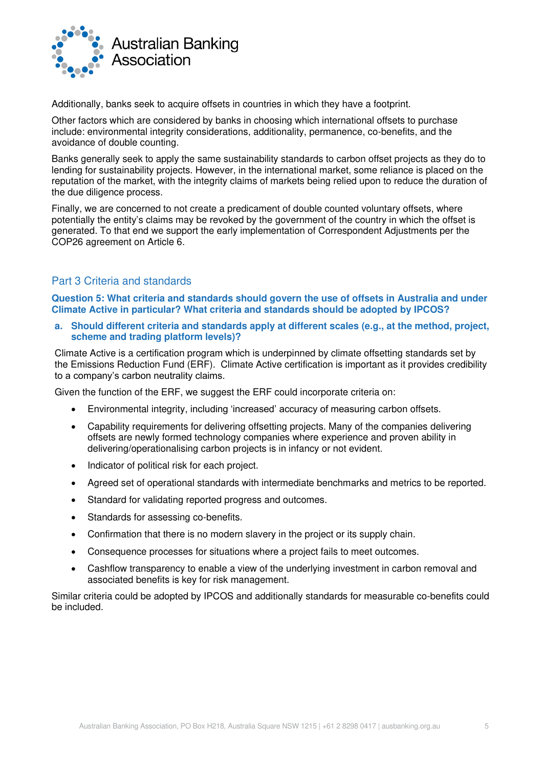Additionally, banks seek to acquire offsets in countries in which they have a footprint.

Other factors which are considered by banks in choosing which international offsets to purchase include: environmental integrity considerations, additionality, permanence, co-benefits, and the avoidance of double counting.

Banks generally seek to apply the same sustainability standards to carbon offset projects as they do to lending for sustainability projects. However, in the international market, some reliance is placed on the reputation of the market, with the integrity claims of markets being relied upon to reduce the duration of the due diligence process.

Finally, we are concerned to not create a predicament of double counted voluntary offsets, where potentially the entity's claims may be revoked by the government of the country in which the offset is generated. To that end we support the early implementation of Correspondent Adjustments per the COP26 agreement on Article 6.

## Part 3 Criteria and standards

**Question 5: What criteria and standards should govern the use of offsets in Australia and under Climate Active in particular? What criteria and standards should be adopted by IPCOS?**

**a. Should different criteria and standards apply at different scales (e.g., at the method, project, scheme and trading platform levels)?**

Climate Active is a certification program which is underpinned by climate offsetting standards set by the Emissions Reduction Fund (ERF). Climate Active certification is important as it provides credibility to a company's carbon neutrality claims.

Given the function of the ERF, we suggest the ERF could incorporate criteria on:

- Environmental integrity, including 'increased' accuracy of measuring carbon offsets.
- Capability requirements for delivering offsetting projects. Many of the companies delivering offsets are newly formed technology companies where experience and proven ability in delivering/operationalising carbon projects is in infancy or not evident.
- Indicator of political risk for each project.
- Agreed set of operational standards with intermediate benchmarks and metrics to be reported.
- Standard for validating reported progress and outcomes.
- Standards for assessing co-benefits.
- Confirmation that there is no modern slavery in the project or its supply chain.
- Consequence processes for situations where a project fails to meet outcomes.
- Cashflow transparency to enable a view of the underlying investment in carbon removal and associated benefits is key for risk management.

Similar criteria could be adopted by IPCOS and additionally standards for measurable co-benefits could be included.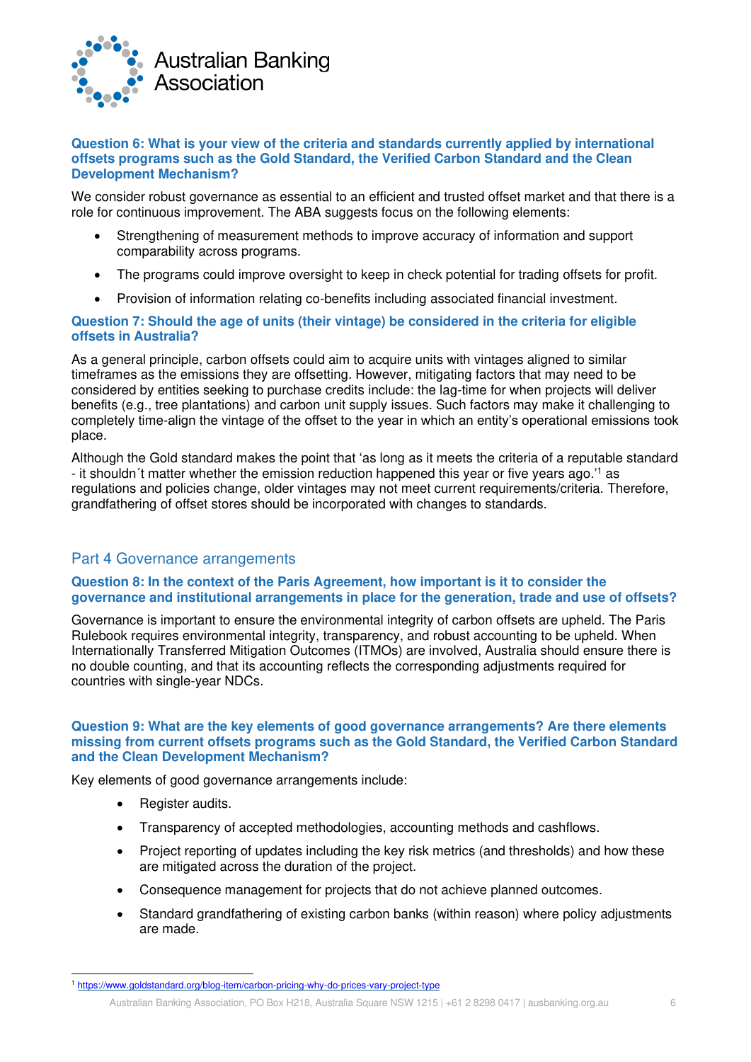### Question 6: What is your view of the criteria and standards currently applied by international offsets programs such as the Gold Standard, the Verified Carbon Standard and the Clean Development Mechanism?

We consider robust governance as essential to an efficient and trusted offset market and that there is a role for continuous improvement. The ABA suggests focus on the following elements:

- Strengthening of measurement methods to improve accuracy of information and support comparability across programs.
- The programs could improve oversight to keep in check potential for trading offsets for profit.
- Provision of information relating co-benefits including associated financial investment.

### Question 7: Should the age of units (their vintage) be considered in the criteria for eligible offsets in Australia?

As a general principle, carbon offsets could aim to acquire units with vintages aligned to similar timeframes as the emissions they are offsetting. However, mitigating factors that may need to be considered by entities seeking to purchase credits include: the lag-time for when projects will deliver benefits (e.g., tree plantations) and carbon unit supply issues. Such factors may make it challenging to completely time-align the vintage of the offset to the year in which an entity's operational emissions took place.

Although the Gold standard makes the point that 'as long as it meets the criteria of a reputable standard - it shouldn´t matter whether the emission reduction happened this year or five years ago.'[1] as regulations and policies change, older vintages may not meet current requirements/criteria. Therefore, grandfathering of offset stores should be incorporated with changes to standards.

## Part 4 Governance arrangements

### Question 8: In the context of the Paris Agreement, how important is it to consider the governance and institutional arrangements in place for the generation, trade and use of offsets?

Governance is important to ensure the environmental integrity of carbon offsets are upheld. The Paris Rulebook requires environmental integrity, transparency, and robust accounting to be upheld. When Internationally Transferred Mitigation Outcomes (ITMOs) are involved, Australia should ensure there is no double counting, and that its accounting reflects the corresponding adjustments required for countries with single-year NDCs.

### Question 9: What are the key elements of good governance arrangements? Are there elements missing from current offsets programs such as the Gold Standard, the Verified Carbon Standard and the Clean Development Mechanism?

Key elements of good governance arrangements include:

- Register audits.
- Transparency of accepted methodologies, accounting methods and cashflows.
- Project reporting of updates including the key risk metrics (and thresholds) and how these are mitigated across the duration of the project.
- Consequence management for projects that do not achieve planned outcomes.
- Standard grandfathering of existing carbon banks (within reason) where policy adjustments are made.

[1] https://www.goldstandard.org/blog-item/carbon-pricing-why-do-prices-vary-project-type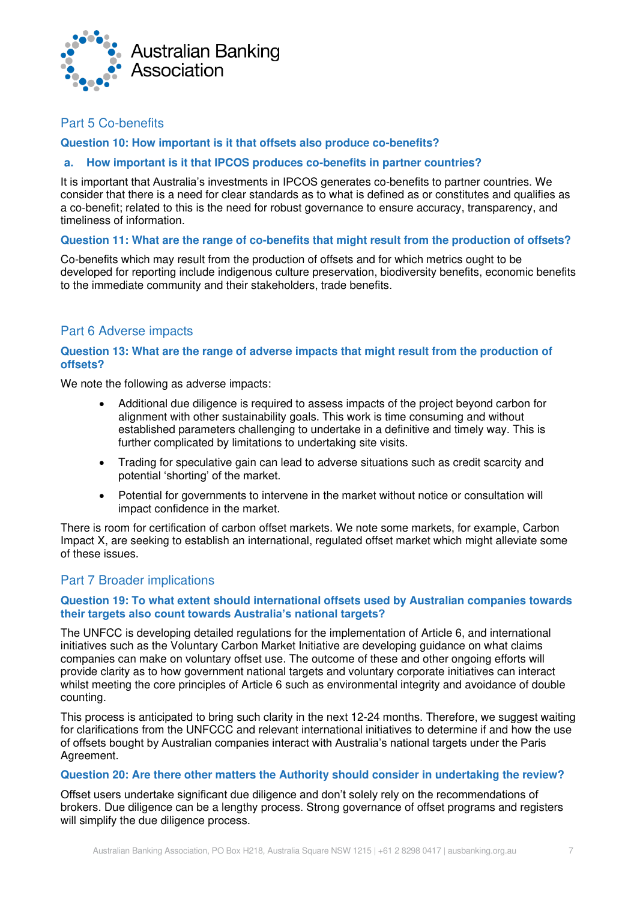## Part 5 Co-benefits

### Question 10: How important is it that offsets also produce co-benefits?

#### a. How important is it that IPCOS produces co-benefits in partner countries?

It is important that Australia's investments in IPCOS generates co-benefits to partner countries. We consider that there is a need for clear standards as to what is defined as or constitutes and qualifies as a co-benefit; related to this is the need for robust governance to ensure accuracy, transparency, and timeliness of information.

### Question 11: What are the range of co-benefits that might result from the production of offsets?

Co-benefits which may result from the production of offsets and for which metrics ought to be developed for reporting include indigenous culture preservation, biodiversity benefits, economic benefits to the immediate community and their stakeholders, trade benefits.

## Part 6 Adverse impacts

### Question 13: What are the range of adverse impacts that might result from the production of offsets?

We note the following as adverse impacts:

- Additional due diligence is required to assess impacts of the project beyond carbon for alignment with other sustainability goals. This work is time consuming and without established parameters challenging to undertake in a definitive and timely way. This is further complicated by limitations to undertaking site visits.
- Trading for speculative gain can lead to adverse situations such as credit scarcity and potential 'shorting' of the market.
- Potential for governments to intervene in the market without notice or consultation will impact confidence in the market.

There is room for certification of carbon offset markets. We note some markets, for example, Carbon Impact X, are seeking to establish an international, regulated offset market which might alleviate some of these issues.

## Part 7 Broader implications

### Question 19: To what extent should international offsets used by Australian companies towards their targets also count towards Australia's national targets?

The UNFCC is developing detailed regulations for the implementation of Article 6, and international initiatives such as the Voluntary Carbon Market Initiative are developing guidance on what claims companies can make on voluntary offset use. The outcome of these and other ongoing efforts will provide clarity as to how government national targets and voluntary corporate initiatives can interact whilst meeting the core principles of Article 6 such as environmental integrity and avoidance of double counting.

This process is anticipated to bring such clarity in the next 12-24 months. Therefore, we suggest waiting for clarifications from the UNFCCC and relevant international initiatives to determine if and how the use of offsets bought by Australian companies interact with Australia's national targets under the Paris Agreement.

### Question 20: Are there other matters the Authority should consider in undertaking the review?

Offset users undertake significant due diligence and don't solely rely on the recommendations of brokers. Due diligence can be a lengthy process. Strong governance of offset programs and registers will simplify the due diligence process.